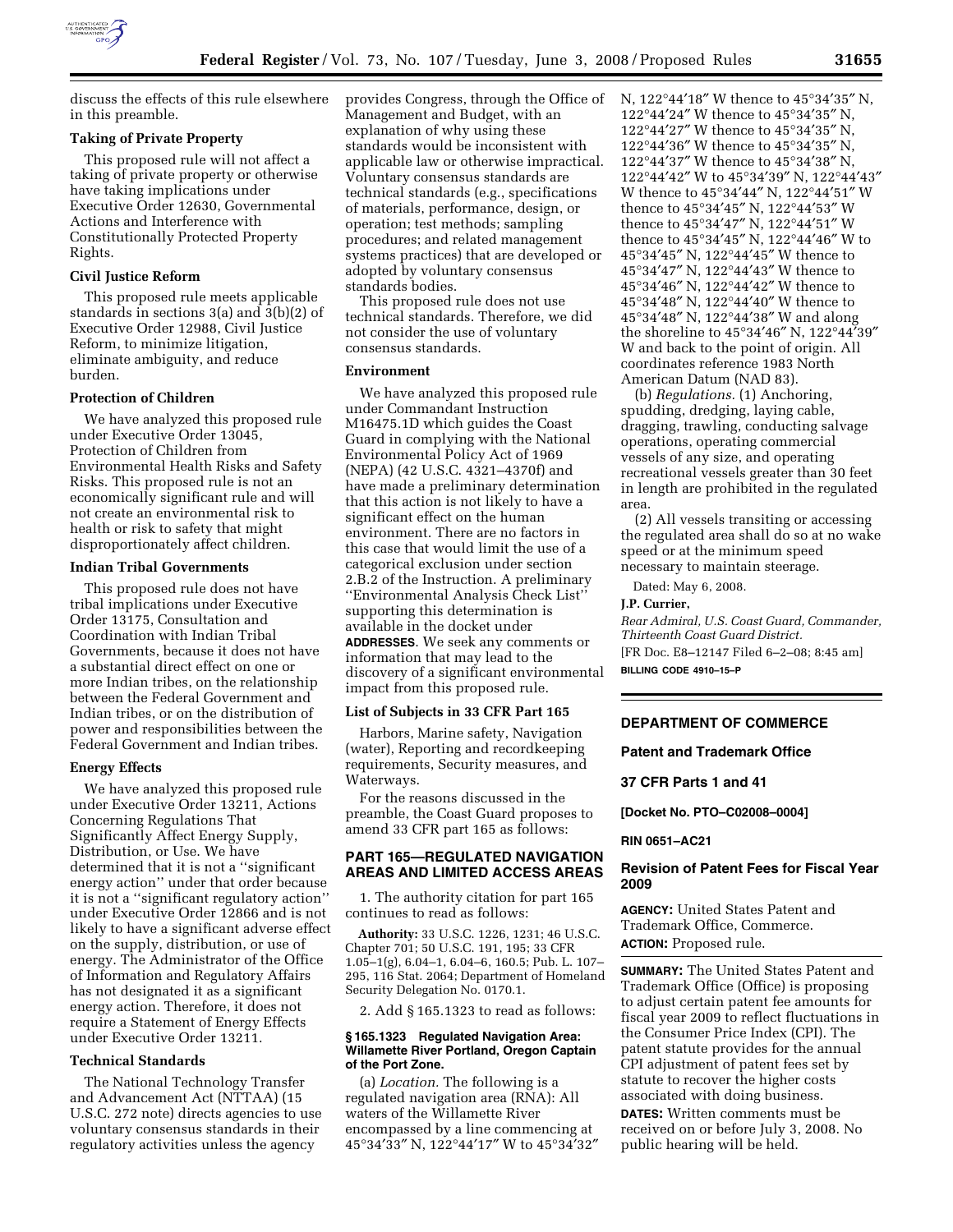discuss the effects of this rule elsewhere in this preamble.

**Taking of Private Property**

This proposed rule will not affect a taking of private property or otherwise have taking implications under Executive Order 12630, Governmental Actions and Interference with Constitutionally Protected Property Rights.

**Civil Justice Reform**

This proposed rule meets applicable standards in sections 3(a) and 3(b)(2) of Executive Order 12988, Civil Justice Reform, to minimize litigation, eliminate ambiguity, and reduce burden.

**Protection of Children**

We have analyzed this proposed rule under Executive Order 13045, Protection of Children from Environmental Health Risks and Safety Risks. This proposed rule is not an economically significant rule and will not create an environmental risk to health or risk to safety that might disproportionately affect children.

**Indian Tribal Governments**

This proposed rule does not have tribal implications under Executive Order 13175, Consultation and Coordination with Indian Tribal Governments, because it does not have a substantial direct effect on one or more Indian tribes, on the relationship between the Federal Government and Indian tribes, or on the distribution of power and responsibilities between the Federal Government and Indian tribes.

**Energy Effects**

We have analyzed this proposed rule under Executive Order 13211, Actions Concerning Regulations That Significantly Affect Energy Supply, Distribution, or Use. We have determined that it is not a ''significant energy action'' under that order because it is not a ''significant regulatory action'' under Executive Order 12866 and is not likely to have a significant adverse effect on the supply, distribution, or use of energy. The Administrator of the Office of Information and Regulatory Affairs has not designated it as a significant energy action. Therefore, it does not require a Statement of Energy Effects under Executive Order 13211.

**Technical Standards**

The National Technology Transfer and Advancement Act (NTTAA) (15 U.S.C. 272 note) directs agencies to use voluntary consensus standards in their regulatory activities unless the agency provides Congress, through the Office of Management and Budget, with an explanation of why using these standards would be inconsistent with applicable law or otherwise impractical. Voluntary consensus standards are technical standards (e.g., specifications of materials, performance, design, or operation; test methods; sampling procedures; and related management systems practices) that are developed or adopted by voluntary consensus standards bodies.

This proposed rule does not use technical standards. Therefore, we did not consider the use of voluntary consensus standards.

**Environment**

We have analyzed this proposed rule under Commandant Instruction M16475.1D which guides the Coast Guard in complying with the National Environmental Policy Act of 1969 (NEPA) (42 U.S.C. 4321–4370f) and have made a preliminary determination that this action is not likely to have a significant effect on the human environment. There are no factors in this case that would limit the use of a categorical exclusion under section 2.B.2 of the Instruction. A preliminary ''Environmental Analysis Check List'' supporting this determination is available in the docket under **ADDRESSES**. We seek any comments or information that may lead to the discovery of a significant environmental impact from this proposed rule.

**List of Subjects in 33 CFR Part 165**

Harbors, Marine safety, Navigation (water), Reporting and recordkeeping requirements, Security measures, and Waterways.

For the reasons discussed in the preamble, the Coast Guard proposes to amend 33 CFR part 165 as follows:

## PART 165—REGULATED NAVIGATION AREAS AND LIMITED ACCESS AREAS

1. The authority citation for part 165 continues to read as follows:

**Authority:** 33 U.S.C. 1226, 1231; 46 U.S.C. Chapter 701; 50 U.S.C. 191, 195; 33 CFR 1.05–1(g), 6.04–1, 6.04–6, 160.5; Pub. L. 107–295, 116 Stat. 2064; Department of Homeland Security Delegation No. 0170.1.

2. Add § 165.1323 to read as follows:

**§ 165.1323 Regulated Navigation Area: Willamette River Portland, Oregon Captain of the Port Zone.**

(a) *Location.* The following is a regulated navigation area (RNA): All waters of the Willamette River encompassed by a line commencing at 45°34′33″ N, 122°44′17″ W to 45°34′32″ N, 122°44′18″ W thence to 45°34′35″ N, 122°44′24″ W thence to 45°34′35″ N, 122°44′27″ W thence to 45°34′35″ N, 122°44′36″ W thence to 45°34′35″ N, 122°44′37″ W thence to 45°34′38″ N, 122°44′42″ W to 45°34′39″ N, 122°44′43″ W thence to 45°34′44″ N, 122°44′51″ W thence to 45°34′45″ N, 122°44′53″ W thence to 45°34′47″ N, 122°44′51″ W thence to 45°34′45″ N, 122°44′46″ W to 45°34′45″ N, 122°44′45″ W thence to 45°34′47″ N, 122°44′43″ W thence to 45°34′46″ N, 122°44′42″ W thence to 45°34′48″ N, 122°44′40″ W thence to 45°34′48″ N, 122°44′38″ W and along the shoreline to 45°34′46″ N, 122°44′39″ W and back to the point of origin. All coordinates reference 1983 North American Datum (NAD 83).

(b) *Regulations.* (1) Anchoring, spudding, dredging, laying cable, dragging, trawling, conducting salvage operations, operating commercial vessels of any size, and operating recreational vessels greater than 30 feet in length are prohibited in the regulated area.

(2) All vessels transiting or accessing the regulated area shall do so at no wake speed or at the minimum speed necessary to maintain steerage.

Dated: May 6, 2008.

**J.P. Currier,**

*Rear Admiral, U.S. Coast Guard, Commander, Thirteenth Coast Guard District.*

[FR Doc. E8–12147 Filed 6–2–08; 8:45 am]

**BILLING CODE 4910–15–P**

---

## DEPARTMENT OF COMMERCE

### Patent and Trademark Office

### 37 CFR Parts 1 and 41

**[Docket No. PTO–C02008–0004]**

**RIN 0651–AC21**

## Revision of Patent Fees for Fiscal Year 2009

**AGENCY:** United States Patent and Trademark Office, Commerce.

**ACTION:** Proposed rule.

**SUMMARY:** The United States Patent and Trademark Office (Office) is proposing to adjust certain patent fee amounts for fiscal year 2009 to reflect fluctuations in the Consumer Price Index (CPI). The patent statute provides for the annual CPI adjustment of patent fees set by statute to recover the higher costs associated with doing business.

**DATES:** Written comments must be received on or before July 3, 2008. No public hearing will be held.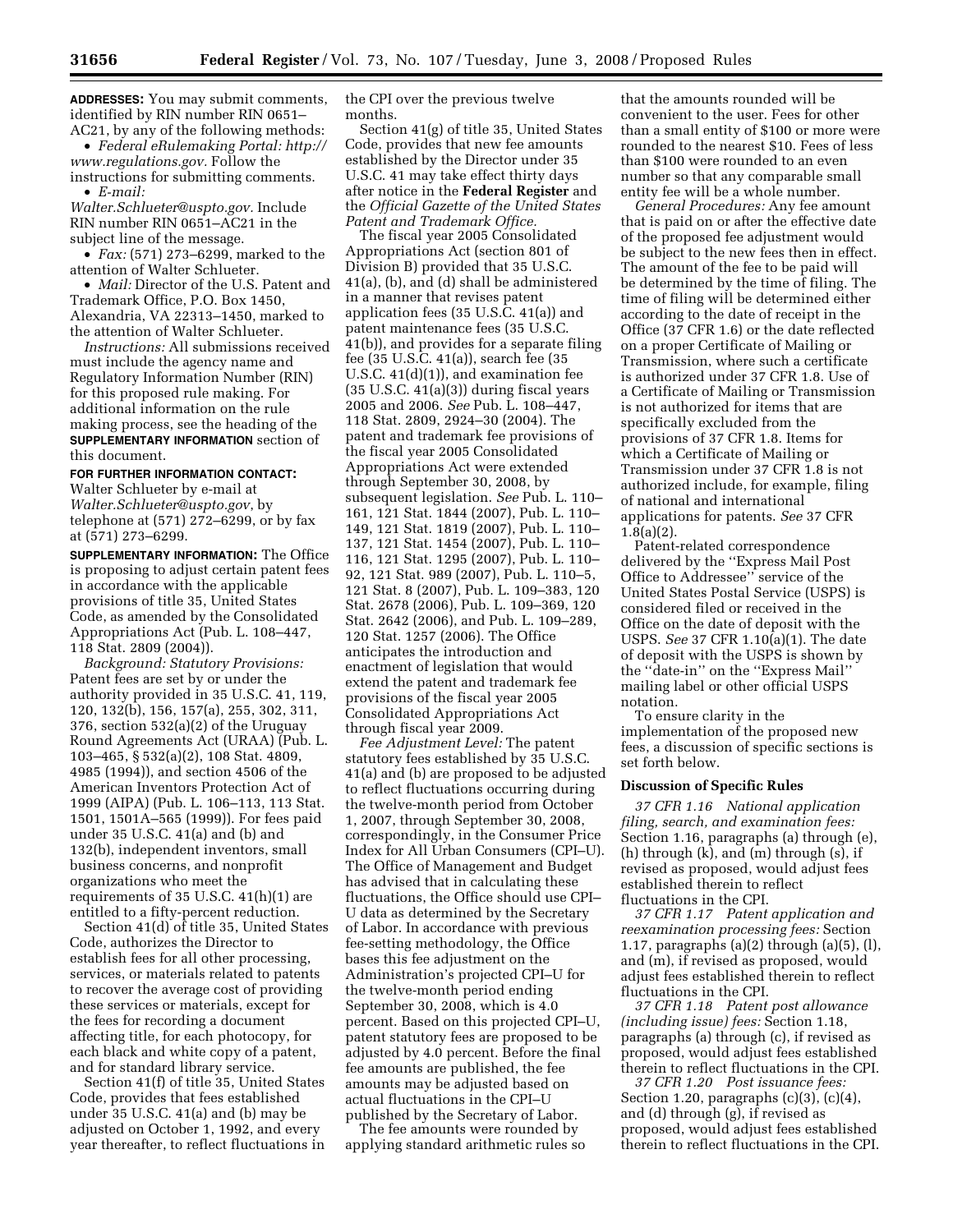**ADDRESSES:** You may submit comments, identified by RIN number RIN 0651–AC21, by any of the following methods:

- *Federal eRulemaking Portal: http://www.regulations.gov.* Follow the instructions for submitting comments.
- *E-mail: Walter.Schlueter@uspto.gov.* Include RIN number RIN 0651–AC21 in the subject line of the message.
- *Fax:* (571) 273–6299, marked to the attention of Walter Schlueter.
- *Mail:* Director of the U.S. Patent and Trademark Office, P.O. Box 1450, Alexandria, VA 22313–1450, marked to the attention of Walter Schlueter.

*Instructions:* All submissions received must include the agency name and Regulatory Information Number (RIN) for this proposed rule making. For additional information on the rule making process, see the heading of the **SUPPLEMENTARY INFORMATION** section of this document.

**FOR FURTHER INFORMATION CONTACT:** Walter Schlueter by e-mail at *Walter.Schlueter@uspto.gov*, by telephone at (571) 272–6299, or by fax at (571) 273–6299.

**SUPPLEMENTARY INFORMATION:** The Office is proposing to adjust certain patent fees in accordance with the applicable provisions of title 35, United States Code, as amended by the Consolidated Appropriations Act (Pub. L. 108–447, 118 Stat. 2809 (2004)).

*Background: Statutory Provisions:* Patent fees are set by or under the authority provided in 35 U.S.C. 41, 119, 120, 132(b), 156, 157(a), 255, 302, 311, 376, section 532(a)(2) of the Uruguay Round Agreements Act (URAA) (Pub. L. 103–465, § 532(a)(2), 108 Stat. 4809, 4985 (1994)), and section 4506 of the American Inventors Protection Act of 1999 (AIPA) (Pub. L. 106–113, 113 Stat. 1501, 1501A–565 (1999)). For fees paid under 35 U.S.C. 41(a) and (b) and 132(b), independent inventors, small business concerns, and nonprofit organizations who meet the requirements of 35 U.S.C. 41(h)(1) are entitled to a fifty-percent reduction.

Section 41(d) of title 35, United States Code, authorizes the Director to establish fees for all other processing, services, or materials related to patents to recover the average cost of providing these services or materials, except for the fees for recording a document affecting title, for each photocopy, for each black and white copy of a patent, and for standard library service.

Section 41(f) of title 35, United States Code, provides that fees established under 35 U.S.C. 41(a) and (b) may be adjusted on October 1, 1992, and every year thereafter, to reflect fluctuations in the CPI over the previous twelve months.

Section 41(g) of title 35, United States Code, provides that new fee amounts established by the Director under 35 U.S.C. 41 may take effect thirty days after notice in the **Federal Register** and the *Official Gazette of the United States Patent and Trademark Office.*

The fiscal year 2005 Consolidated Appropriations Act (section 801 of Division B) provided that 35 U.S.C. 41(a), (b), and (d) shall be administered in a manner that revises patent application fees (35 U.S.C. 41(a)) and patent maintenance fees (35 U.S.C. 41(b)), and provides for a separate filing fee (35 U.S.C. 41(a)), search fee (35 U.S.C. 41(d)(1)), and examination fee (35 U.S.C. 41(a)(3)) during fiscal years 2005 and 2006. *See* Pub. L. 108–447, 118 Stat. 2809, 2924–30 (2004). The patent and trademark fee provisions of the fiscal year 2005 Consolidated Appropriations Act were extended through September 30, 2008, by subsequent legislation. *See* Pub. L. 110–161, 121 Stat. 1844 (2007), Pub. L. 110–149, 121 Stat. 1819 (2007), Pub. L. 110–137, 121 Stat. 1454 (2007), Pub. L. 110–116, 121 Stat. 1295 (2007), Pub. L. 110–92, 121 Stat. 989 (2007), Pub. L. 110–5, 121 Stat. 8 (2007), Pub. L. 109–383, 120 Stat. 2678 (2006), Pub. L. 109–369, 120 Stat. 2642 (2006), and Pub. L. 109–289, 120 Stat. 1257 (2006). The Office anticipates the introduction and enactment of legislation that would extend the patent and trademark fee provisions of the fiscal year 2005 Consolidated Appropriations Act through fiscal year 2009.

*Fee Adjustment Level:* The patent statutory fees established by 35 U.S.C. 41(a) and (b) are proposed to be adjusted to reflect fluctuations occurring during the twelve-month period from October 1, 2007, through September 30, 2008, correspondingly, in the Consumer Price Index for All Urban Consumers (CPI–U). The Office of Management and Budget has advised that in calculating these fluctuations, the Office should use CPI–U data as determined by the Secretary of Labor. In accordance with previous fee-setting methodology, the Office bases this fee adjustment on the Administration's projected CPI–U for the twelve-month period ending September 30, 2008, which is 4.0 percent. Based on this projected CPI–U, patent statutory fees are proposed to be adjusted by 4.0 percent. Before the final fee amounts are published, the fee amounts may be adjusted based on actual fluctuations in the CPI–U published by the Secretary of Labor.

The fee amounts were rounded by applying standard arithmetic rules so that the amounts rounded will be convenient to the user. Fees for other than a small entity of $100 or more were rounded to the nearest $10. Fees of less than $100 were rounded to an even number so that any comparable small entity fee will be a whole number.

*General Procedures:* Any fee amount that is paid on or after the effective date of the proposed fee adjustment would be subject to the new fees then in effect. The amount of the fee to be paid will be determined by the time of filing. The time of filing will be determined either according to the date of receipt in the Office (37 CFR 1.6) or the date reflected on a proper Certificate of Mailing or Transmission, where such a certificate is authorized under 37 CFR 1.8. Use of a Certificate of Mailing or Transmission is not authorized for items that are specifically excluded from the provisions of 37 CFR 1.8. Items for which a Certificate of Mailing or Transmission under 37 CFR 1.8 is not authorized include, for example, filing of national and international applications for patents. *See* 37 CFR 1.8(a)(2).

Patent-related correspondence delivered by the ''Express Mail Post Office to Addressee'' service of the United States Postal Service (USPS) is considered filed or received in the Office on the date of deposit with the USPS. *See* 37 CFR 1.10(a)(1). The date of deposit with the USPS is shown by the ''date-in'' on the ''Express Mail'' mailing label or other official USPS notation.

To ensure clarity in the implementation of the proposed new fees, a discussion of specific sections is set forth below.

### Discussion of Specific Rules

*37 CFR 1.16 National application filing, search, and examination fees:* Section 1.16, paragraphs (a) through (e), (h) through (k), and (m) through (s), if revised as proposed, would adjust fees established therein to reflect fluctuations in the CPI.

*37 CFR 1.17 Patent application and reexamination processing fees:* Section 1.17, paragraphs (a)(2) through (a)(5), (l), and (m), if revised as proposed, would adjust fees established therein to reflect fluctuations in the CPI.

*37 CFR 1.18 Patent post allowance (including issue) fees:* Section 1.18, paragraphs (a) through (c), if revised as proposed, would adjust fees established therein to reflect fluctuations in the CPI.

*37 CFR 1.20 Post issuance fees:* Section 1.20, paragraphs (c)(3), (c)(4), and (d) through (g), if revised as proposed, would adjust fees established therein to reflect fluctuations in the CPI.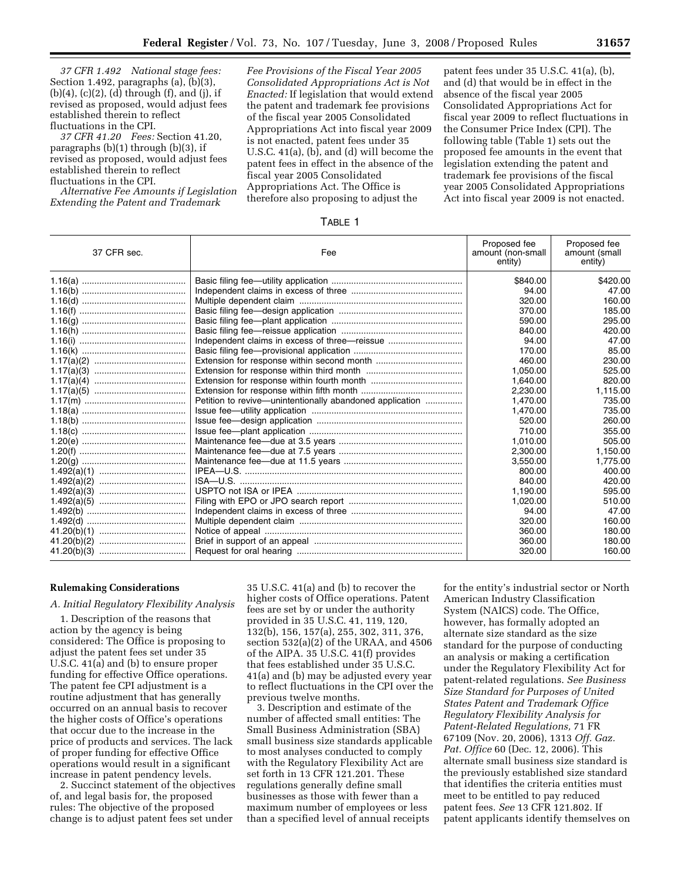*37 CFR 1.492 National stage fees:* Section 1.492, paragraphs (a), (b)(3), (b)(4), (c)(2), (d) through (f), and (j), if revised as proposed, would adjust fees established therein to reflect fluctuations in the CPI.

*37 CFR 41.20 Fees:* Section 41.20, paragraphs (b)(1) through (b)(3), if revised as proposed, would adjust fees established therein to reflect fluctuations in the CPI.

*Alternative Fee Amounts if Legislation Extending the Patent and Trademark Fee Provisions of the Fiscal Year 2005 Consolidated Appropriations Act is Not Enacted:* If legislation that would extend the patent and trademark fee provisions of the fiscal year 2005 Consolidated Appropriations Act into fiscal year 2009 is not enacted, patent fees under 35 U.S.C. 41(a), (b), and (d) will become the patent fees in effect in the absence of the fiscal year 2005 Consolidated Appropriations Act. The Office is therefore also proposing to adjust the patent fees under 35 U.S.C. 41(a), (b), and (d) that would be in effect in the absence of the fiscal year 2005 Consolidated Appropriations Act for fiscal year 2009 to reflect fluctuations in the Consumer Price Index (CPI). The following table (Table 1) sets out the proposed fee amounts in the event that legislation extending the patent and trademark fee provisions of the fiscal year 2005 Consolidated Appropriations Act into fiscal year 2009 is not enacted.

TABLE 1

| 37 CFR sec. | Fee | Proposed fee amount (non-small entity) | Proposed fee amount (small entity) |
|---|---|---|---|
| 1.16(a) | Basic filing fee—utility application | $840.00 | $420.00 |
| 1.16(b) | Independent claims in excess of three | 94.00 | 47.00 |
| 1.16(d) | Multiple dependent claim | 320.00 | 160.00 |
| 1.16(f) | Basic filing fee—design application | 370.00 | 185.00 |
| 1.16(g) | Basic filing fee—plant application | 590.00 | 295.00 |
| 1.16(h) | Basic filing fee—reissue application | 840.00 | 420.00 |
| 1.16(i) | Independent claims in excess of three—reissue | 94.00 | 47.00 |
| 1.16(k) | Basic filing fee—provisional application | 170.00 | 85.00 |
| 1.17(a)(2) | Extension for response within second month | 460.00 | 230.00 |
| 1.17(a)(3) | Extension for response within third month | 1,050.00 | 525.00 |
| 1.17(a)(4) | Extension for response within fourth month | 1,640.00 | 820.00 |
| 1.17(a)(5) | Extension for response within fifth month | 2,230.00 | 1,115.00 |
| 1.17(m) | Petition to revive—unintentionally abandoned application | 1,470.00 | 735.00 |
| 1.18(a) | Issue fee—utility application | 1,470.00 | 735.00 |
| 1.18(b) | Issue fee—design application | 520.00 | 260.00 |
| 1.18(c) | Issue fee—plant application | 710.00 | 355.00 |
| 1.20(e) | Maintenance fee—due at 3.5 years | 1,010.00 | 505.00 |
| 1.20(f) | Maintenance fee—due at 7.5 years | 2,300.00 | 1,150.00 |
| 1.20(g) | Maintenance fee—due at 11.5 years | 3,550.00 | 1,775.00 |
| 1.492(a)(1) | IPEA—U.S. | 800.00 | 400.00 |
| 1.492(a)(2) | ISA—U.S. | 840.00 | 420.00 |
| 1.492(a)(3) | USPTO not ISA or IPEA | 1,190.00 | 595.00 |
| 1.492(a)(5) | Filing with EPO or JPO search report | 1,020.00 | 510.00 |
| 1.492(b) | Independent claims in excess of three | 94.00 | 47.00 |
| 1.492(d) | Multiple dependent claim | 320.00 | 160.00 |
| 41.20(b)(1) | Notice of appeal | 360.00 | 180.00 |
| 41.20(b)(2) | Brief in support of an appeal | 360.00 | 180.00 |
| 41.20(b)(3) | Request for oral hearing | 320.00 | 160.00 |

**Rulemaking Considerations**

*A. Initial Regulatory Flexibility Analysis*

1. Description of the reasons that action by the agency is being considered: The Office is proposing to adjust the patent fees set under 35 U.S.C. 41(a) and (b) to ensure proper funding for effective Office operations. The patent fee CPI adjustment is a routine adjustment that has generally occurred on an annual basis to recover the higher costs of Office's operations that occur due to the increase in the price of products and services. The lack of proper funding for effective Office operations would result in a significant increase in patent pendency levels.

2. Succinct statement of the objectives of, and legal basis for, the proposed rules: The objective of the proposed change is to adjust patent fees set under 35 U.S.C. 41(a) and (b) to recover the higher costs of Office operations. Patent fees are set by or under the authority provided in 35 U.S.C. 41, 119, 120, 132(b), 156, 157(a), 255, 302, 311, 376, section 532(a)(2) of the URAA, and 4506 of the AIPA. 35 U.S.C. 41(f) provides that fees established under 35 U.S.C. 41(a) and (b) may be adjusted every year to reflect fluctuations in the CPI over the previous twelve months.

3. Description and estimate of the number of affected small entities: The Small Business Administration (SBA) small business size standards applicable to most analyses conducted to comply with the Regulatory Flexibility Act are set forth in 13 CFR 121.201. These regulations generally define small businesses as those with fewer than a maximum number of employees or less than a specified level of annual receipts for the entity's industrial sector or North American Industry Classification System (NAICS) code. The Office, however, has formally adopted an alternate size standard as the size standard for the purpose of conducting an analysis or making a certification under the Regulatory Flexibility Act for patent-related regulations. *See Business Size Standard for Purposes of United States Patent and Trademark Office Regulatory Flexibility Analysis for Patent-Related Regulations,* 71 FR 67109 (Nov. 20, 2006), 1313 *Off. Gaz. Pat. Office* 60 (Dec. 12, 2006). This alternate small business size standard is the previously established size standard that identifies the criteria entities must meet to be entitled to pay reduced patent fees. *See* 13 CFR 121.802. If patent applicants identify themselves on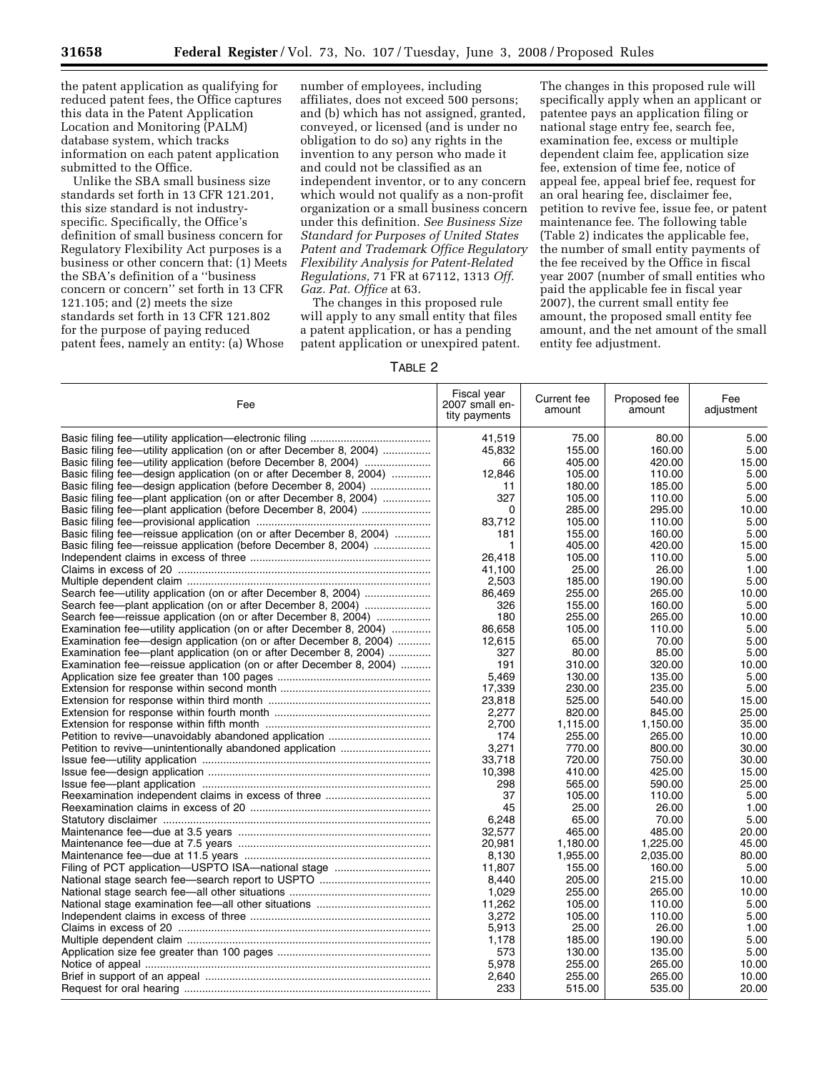the patent application as qualifying for reduced patent fees, the Office captures this data in the Patent Application Location and Monitoring (PALM) database system, which tracks information on each patent application submitted to the Office.

Unlike the SBA small business size standards set forth in 13 CFR 121.201, this size standard is not industry-specific. Specifically, the Office's definition of small business concern for Regulatory Flexibility Act purposes is a business or other concern that: (1) Meets the SBA's definition of a ''business concern or concern'' set forth in 13 CFR 121.105; and (2) meets the size standards set forth in 13 CFR 121.802 for the purpose of paying reduced patent fees, namely an entity: (a) Whose number of employees, including affiliates, does not exceed 500 persons; and (b) which has not assigned, granted, conveyed, or licensed (and is under no obligation to do so) any rights in the invention to any person who made it and could not be classified as an independent inventor, or to any concern which would not qualify as a non-profit organization or a small business concern under this definition. *See Business Size Standard for Purposes of United States Patent and Trademark Office Regulatory Flexibility Analysis for Patent-Related Regulations,* 71 FR at 67112, 1313 *Off. Gaz. Pat. Office* at 63.

The changes in this proposed rule will apply to any small entity that files a patent application, or has a pending patent application or unexpired patent. The changes in this proposed rule will specifically apply when an applicant or patentee pays an application filing or national stage entry fee, search fee, examination fee, excess or multiple dependent claim fee, application size fee, extension of time fee, notice of appeal fee, appeal brief fee, request for an oral hearing fee, disclaimer fee, petition to revive fee, issue fee, or patent maintenance fee. The following table (Table 2) indicates the applicable fee, the number of small entity payments of the fee received by the Office in fiscal year 2007 (number of small entities who paid the applicable fee in fiscal year 2007), the current small entity fee amount, the proposed small entity fee amount, and the net amount of the small entity fee adjustment.

TABLE 2

| Fee | Fiscal year 2007 small entity payments | Current fee amount | Proposed fee amount | Fee adjustment |
|---|---|---|---|---|
| Basic filing fee—utility application—electronic filing | 41,519 | 75.00 | 80.00 | 5.00 |
| Basic filing fee—utility application (on or after December 8, 2004) | 45,832 | 155.00 | 160.00 | 5.00 |
| Basic filing fee—utility application (before December 8, 2004) | 66 | 405.00 | 420.00 | 15.00 |
| Basic filing fee—design application (on or after December 8, 2004) | 12,846 | 105.00 | 110.00 | 5.00 |
| Basic filing fee—design application (before December 8, 2004) | 11 | 180.00 | 185.00 | 5.00 |
| Basic filing fee—plant application (on or after December 8, 2004) | 327 | 105.00 | 110.00 | 5.00 |
| Basic filing fee—plant application (before December 8, 2004) | 0 | 285.00 | 295.00 | 10.00 |
| Basic filing fee—provisional application | 83,712 | 105.00 | 110.00 | 5.00 |
| Basic filing fee—reissue application (on or after December 8, 2004) | 181 | 155.00 | 160.00 | 5.00 |
| Basic filing fee—reissue application (before December 8, 2004) | 1 | 405.00 | 420.00 | 15.00 |
| Independent claims in excess of three | 26,418 | 105.00 | 110.00 | 5.00 |
| Claims in excess of 20 | 41,100 | 25.00 | 26.00 | 1.00 |
| Multiple dependent claim | 2,503 | 185.00 | 190.00 | 5.00 |
| Search fee—utility application (on or after December 8, 2004) | 86,469 | 255.00 | 265.00 | 10.00 |
| Search fee—plant application (on or after December 8, 2004) | 326 | 155.00 | 160.00 | 5.00 |
| Search fee—reissue application (on or after December 8, 2004) | 180 | 255.00 | 265.00 | 10.00 |
| Examination fee—utility application (on or after December 8, 2004) | 86,658 | 105.00 | 110.00 | 5.00 |
| Examination fee—design application (on or after December 8, 2004) | 12,615 | 65.00 | 70.00 | 5.00 |
| Examination fee—plant application (on or after December 8, 2004) | 327 | 80.00 | 85.00 | 5.00 |
| Examination fee—reissue application (on or after December 8, 2004) | 191 | 310.00 | 320.00 | 10.00 |
| Application size fee greater than 100 pages | 5,469 | 130.00 | 135.00 | 5.00 |
| Extension for response within second month | 17,339 | 230.00 | 235.00 | 5.00 |
| Extension for response within third month | 23,818 | 525.00 | 540.00 | 15.00 |
| Extension for response within fourth month | 2,277 | 820.00 | 845.00 | 25.00 |
| Extension for response within fifth month | 2,700 | 1,115.00 | 1,150.00 | 35.00 |
| Petition to revive—unavoidably abandoned application | 174 | 255.00 | 265.00 | 10.00 |
| Petition to revive—unintentionally abandoned application | 3,271 | 770.00 | 800.00 | 30.00 |
| Issue fee—utility application | 33,718 | 720.00 | 750.00 | 30.00 |
| Issue fee—design application | 10,398 | 410.00 | 425.00 | 15.00 |
| Issue fee—plant application | 298 | 565.00 | 590.00 | 25.00 |
| Reexamination independent claims in excess of three | 37 | 105.00 | 110.00 | 5.00 |
| Reexamination claims in excess of 20 | 45 | 25.00 | 26.00 | 1.00 |
| Statutory disclaimer | 6,248 | 65.00 | 70.00 | 5.00 |
| Maintenance fee—due at 3.5 years | 32,577 | 465.00 | 485.00 | 20.00 |
| Maintenance fee—due at 7.5 years | 20,981 | 1,180.00 | 1,225.00 | 45.00 |
| Maintenance fee—due at 11.5 years | 8,130 | 1,955.00 | 2,035.00 | 80.00 |
| Filing of PCT application—USPTO ISA—national stage | 11,807 | 155.00 | 160.00 | 5.00 |
| National stage search fee—search report to USPTO | 8,440 | 205.00 | 215.00 | 10.00 |
| National stage search fee—all other situations | 1,029 | 255.00 | 265.00 | 10.00 |
| National stage examination fee—all other situations | 11,262 | 105.00 | 110.00 | 5.00 |
| Independent claims in excess of three | 3,272 | 105.00 | 110.00 | 5.00 |
| Claims in excess of 20 | 5,913 | 25.00 | 26.00 | 1.00 |
| Multiple dependent claim | 1,178 | 185.00 | 190.00 | 5.00 |
| Application size fee greater than 100 pages | 573 | 130.00 | 135.00 | 5.00 |
| Notice of appeal | 5,978 | 255.00 | 265.00 | 10.00 |
| Brief in support of an appeal | 2,640 | 255.00 | 265.00 | 10.00 |
| Request for oral hearing | 233 | 515.00 | 535.00 | 20.00 |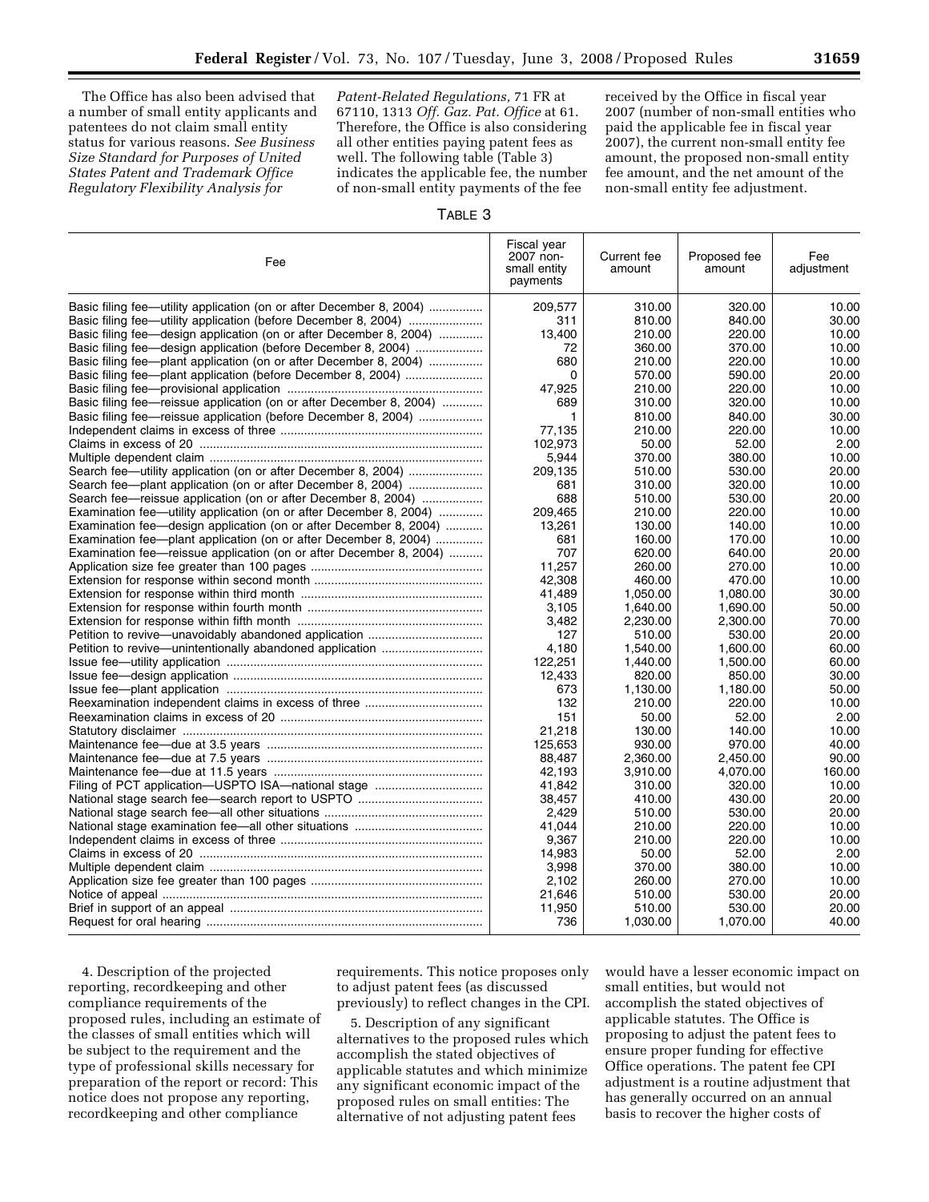The Office has also been advised that a number of small entity applicants and patentees do not claim small entity status for various reasons. *See Business Size Standard for Purposes of United States Patent and Trademark Office Regulatory Flexibility Analysis for Patent-Related Regulations,* 71 FR at 67110, 1313 *Off. Gaz. Pat. Office* at 61. Therefore, the Office is also considering all other entities paying patent fees as well. The following table (Table 3) indicates the applicable fee, the number of non-small entity payments of the fee received by the Office in fiscal year 2007 (number of non-small entities who paid the applicable fee in fiscal year 2007), the current non-small entity fee amount, the proposed non-small entity fee amount, and the net amount of the non-small entity fee adjustment.

TABLE 3

| Fee | Fiscal year 2007 non-small entity payments | Current fee amount | Proposed fee amount | Fee adjustment |
|---|---|---|---|---|
| Basic filing fee—utility application (on or after December 8, 2004) | 209,577 | 310.00 | 320.00 | 10.00 |
| Basic filing fee—utility application (before December 8, 2004) | 311 | 810.00 | 840.00 | 30.00 |
| Basic filing fee—design application (on or after December 8, 2004) | 13,400 | 210.00 | 220.00 | 10.00 |
| Basic filing fee—design application (before December 8, 2004) | 72 | 360.00 | 370.00 | 10.00 |
| Basic filing fee—plant application (on or after December 8, 2004) | 680 | 210.00 | 220.00 | 10.00 |
| Basic filing fee—plant application (before December 8, 2004) | 0 | 570.00 | 590.00 | 20.00 |
| Basic filing fee—provisional application | 47,925 | 210.00 | 220.00 | 10.00 |
| Basic filing fee—reissue application (on or after December 8, 2004) | 689 | 310.00 | 320.00 | 10.00 |
| Basic filing fee—reissue application (before December 8, 2004) | 1 | 810.00 | 840.00 | 30.00 |
| Independent claims in excess of three | 77,135 | 210.00 | 220.00 | 10.00 |
| Claims in excess of 20 | 102,973 | 50.00 | 52.00 | 2.00 |
| Multiple dependent claim | 5,944 | 370.00 | 380.00 | 10.00 |
| Search fee—utility application (on or after December 8, 2004) | 209,135 | 510.00 | 530.00 | 20.00 |
| Search fee—plant application (on or after December 8, 2004) | 681 | 310.00 | 320.00 | 10.00 |
| Search fee—reissue application (on or after December 8, 2004) | 688 | 510.00 | 530.00 | 20.00 |
| Examination fee—utility application (on or after December 8, 2004) | 209,465 | 210.00 | 220.00 | 10.00 |
| Examination fee—design application (on or after December 8, 2004) | 13,261 | 130.00 | 140.00 | 10.00 |
| Examination fee—plant application (on or after December 8, 2004) | 681 | 160.00 | 170.00 | 10.00 |
| Examination fee—reissue application (on or after December 8, 2004) | 707 | 620.00 | 640.00 | 20.00 |
| Application size fee greater than 100 pages | 11,257 | 260.00 | 270.00 | 10.00 |
| Extension for response within second month | 42,308 | 460.00 | 470.00 | 10.00 |
| Extension for response within third month | 41,489 | 1,050.00 | 1,080.00 | 30.00 |
| Extension for response within fourth month | 3,105 | 1,640.00 | 1,690.00 | 50.00 |
| Extension for response within fifth month | 3,482 | 2,230.00 | 2,300.00 | 70.00 |
| Petition to revive—unavoidably abandoned application | 127 | 510.00 | 530.00 | 20.00 |
| Petition to revive—unintentionally abandoned application | 4,180 | 1,540.00 | 1,600.00 | 60.00 |
| Issue fee—utility application | 122,251 | 1,440.00 | 1,500.00 | 60.00 |
| Issue fee—design application | 12,433 | 820.00 | 850.00 | 30.00 |
| Issue fee—plant application | 673 | 1,130.00 | 1,180.00 | 50.00 |
| Reexamination independent claims in excess of three | 132 | 210.00 | 220.00 | 10.00 |
| Reexamination claims in excess of 20 | 151 | 50.00 | 52.00 | 2.00 |
| Statutory disclaimer | 21,218 | 130.00 | 140.00 | 10.00 |
| Maintenance fee—due at 3.5 years | 125,653 | 930.00 | 970.00 | 40.00 |
| Maintenance fee—due at 7.5 years | 88,487 | 2,360.00 | 2,450.00 | 90.00 |
| Maintenance fee—due at 11.5 years | 42,193 | 3,910.00 | 4,070.00 | 160.00 |
| Filing of PCT application—USPTO ISA—national stage | 41,842 | 310.00 | 320.00 | 10.00 |
| National stage search fee—search report to USPTO | 38,457 | 410.00 | 430.00 | 20.00 |
| National stage search fee—all other situations | 2,429 | 510.00 | 530.00 | 20.00 |
| National stage examination fee—all other situations | 41,044 | 210.00 | 220.00 | 10.00 |
| Independent claims in excess of three | 9,367 | 210.00 | 220.00 | 10.00 |
| Claims in excess of 20 | 14,983 | 50.00 | 52.00 | 2.00 |
| Multiple dependent claim | 3,998 | 370.00 | 380.00 | 10.00 |
| Application size fee greater than 100 pages | 2,102 | 260.00 | 270.00 | 10.00 |
| Notice of appeal | 21,646 | 510.00 | 530.00 | 20.00 |
| Brief in support of an appeal | 11,950 | 510.00 | 530.00 | 20.00 |
| Request for oral hearing | 736 | 1,030.00 | 1,070.00 | 40.00 |

4. Description of the projected reporting, recordkeeping and other compliance requirements of the proposed rules, including an estimate of the classes of small entities which will be subject to the requirement and the type of professional skills necessary for preparation of the report or record: This notice does not propose any reporting, recordkeeping and other compliance requirements. This notice proposes only to adjust patent fees (as discussed previously) to reflect changes in the CPI.

5. Description of any significant alternatives to the proposed rules which accomplish the stated objectives of applicable statutes and which minimize any significant economic impact of the proposed rules on small entities: The alternative of not adjusting patent fees would have a lesser economic impact on small entities, but would not accomplish the stated objectives of applicable statutes. The Office is proposing to adjust the patent fees to ensure proper funding for effective Office operations. The patent fee CPI adjustment is a routine adjustment that has generally occurred on an annual basis to recover the higher costs of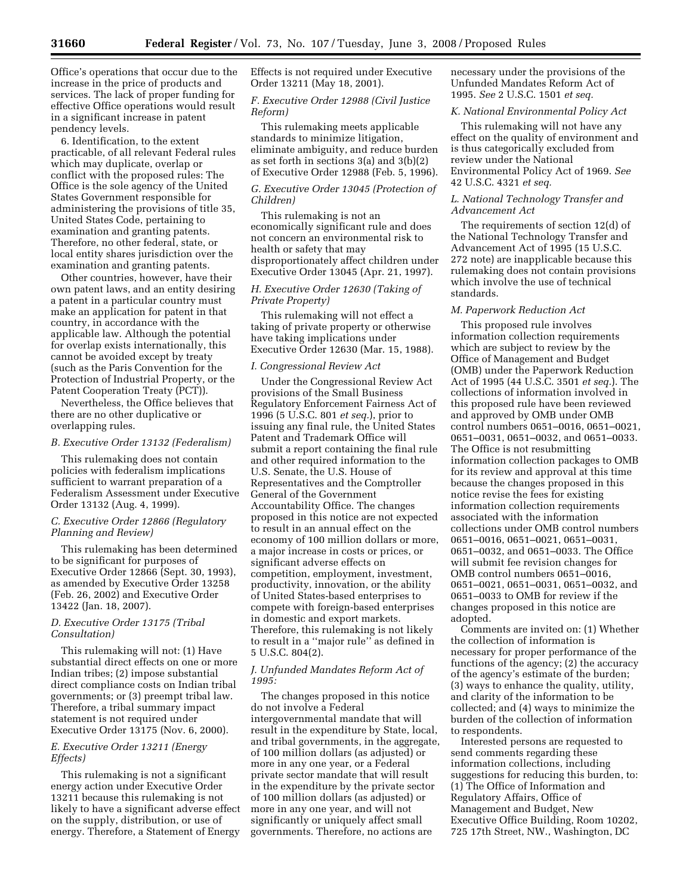Office's operations that occur due to the increase in the price of products and services. The lack of proper funding for effective Office operations would result in a significant increase in patent pendency levels.

6. Identification, to the extent practicable, of all relevant Federal rules which may duplicate, overlap or conflict with the proposed rules: The Office is the sole agency of the United States Government responsible for administering the provisions of title 35, United States Code, pertaining to examination and granting patents. Therefore, no other federal, state, or local entity shares jurisdiction over the examination and granting patents.

Other countries, however, have their own patent laws, and an entity desiring a patent in a particular country must make an application for patent in that country, in accordance with the applicable law. Although the potential for overlap exists internationally, this cannot be avoided except by treaty (such as the Paris Convention for the Protection of Industrial Property, or the Patent Cooperation Treaty (PCT)).

Nevertheless, the Office believes that there are no other duplicative or overlapping rules.

### *B. Executive Order 13132 (Federalism)*

This rulemaking does not contain policies with federalism implications sufficient to warrant preparation of a Federalism Assessment under Executive Order 13132 (Aug. 4, 1999).

### *C. Executive Order 12866 (Regulatory Planning and Review)*

This rulemaking has been determined to be significant for purposes of Executive Order 12866 (Sept. 30, 1993), as amended by Executive Order 13258 (Feb. 26, 2002) and Executive Order 13422 (Jan. 18, 2007).

### *D. Executive Order 13175 (Tribal Consultation)*

This rulemaking will not: (1) Have substantial direct effects on one or more Indian tribes; (2) impose substantial direct compliance costs on Indian tribal governments; or (3) preempt tribal law. Therefore, a tribal summary impact statement is not required under Executive Order 13175 (Nov. 6, 2000).

### *E. Executive Order 13211 (Energy Effects)*

This rulemaking is not a significant energy action under Executive Order 13211 because this rulemaking is not likely to have a significant adverse effect on the supply, distribution, or use of energy. Therefore, a Statement of Energy Effects is not required under Executive Order 13211 (May 18, 2001).

### *F. Executive Order 12988 (Civil Justice Reform)*

This rulemaking meets applicable standards to minimize litigation, eliminate ambiguity, and reduce burden as set forth in sections 3(a) and 3(b)(2) of Executive Order 12988 (Feb. 5, 1996).

### *G. Executive Order 13045 (Protection of Children)*

This rulemaking is not an economically significant rule and does not concern an environmental risk to health or safety that may disproportionately affect children under Executive Order 13045 (Apr. 21, 1997).

### *H. Executive Order 12630 (Taking of Private Property)*

This rulemaking will not effect a taking of private property or otherwise have taking implications under Executive Order 12630 (Mar. 15, 1988).

### *I. Congressional Review Act*

Under the Congressional Review Act provisions of the Small Business Regulatory Enforcement Fairness Act of 1996 (5 U.S.C. 801 *et seq.*), prior to issuing any final rule, the United States Patent and Trademark Office will submit a report containing the final rule and other required information to the U.S. Senate, the U.S. House of Representatives and the Comptroller General of the Government Accountability Office. The changes proposed in this notice are not expected to result in an annual effect on the economy of 100 million dollars or more, a major increase in costs or prices, or significant adverse effects on competition, employment, investment, productivity, innovation, or the ability of United States-based enterprises to compete with foreign-based enterprises in domestic and export markets. Therefore, this rulemaking is not likely to result in a ''major rule'' as defined in 5 U.S.C. 804(2).

### *J. Unfunded Mandates Reform Act of 1995:*

The changes proposed in this notice do not involve a Federal intergovernmental mandate that will result in the expenditure by State, local, and tribal governments, in the aggregate, of 100 million dollars (as adjusted) or more in any one year, or a Federal private sector mandate that will result in the expenditure by the private sector of 100 million dollars (as adjusted) or more in any one year, and will not significantly or uniquely affect small governments. Therefore, no actions are necessary under the provisions of the Unfunded Mandates Reform Act of 1995. *See* 2 U.S.C. 1501 *et seq.*

### *K. National Environmental Policy Act*

This rulemaking will not have any effect on the quality of environment and is thus categorically excluded from review under the National Environmental Policy Act of 1969. *See* 42 U.S.C. 4321 *et seq.*

### *L. National Technology Transfer and Advancement Act*

The requirements of section 12(d) of the National Technology Transfer and Advancement Act of 1995 (15 U.S.C. 272 note) are inapplicable because this rulemaking does not contain provisions which involve the use of technical standards.

### *M. Paperwork Reduction Act*

This proposed rule involves information collection requirements which are subject to review by the Office of Management and Budget (OMB) under the Paperwork Reduction Act of 1995 (44 U.S.C. 3501 *et seq.*). The collections of information involved in this proposed rule have been reviewed and approved by OMB under OMB control numbers 0651–0016, 0651–0021, 0651–0031, 0651–0032, and 0651–0033. The Office is not resubmitting information collection packages to OMB for its review and approval at this time because the changes proposed in this notice revise the fees for existing information collection requirements associated with the information collections under OMB control numbers 0651–0016, 0651–0021, 0651–0031, 0651–0032, and 0651–0033. The Office will submit fee revision changes for OMB control numbers 0651–0016, 0651–0021, 0651–0031, 0651–0032, and 0651–0033 to OMB for review if the changes proposed in this notice are adopted.

Comments are invited on: (1) Whether the collection of information is necessary for proper performance of the functions of the agency; (2) the accuracy of the agency's estimate of the burden; (3) ways to enhance the quality, utility, and clarity of the information to be collected; and (4) ways to minimize the burden of the collection of information to respondents.

Interested persons are requested to send comments regarding these information collections, including suggestions for reducing this burden, to: (1) The Office of Information and Regulatory Affairs, Office of Management and Budget, New Executive Office Building, Room 10202, 725 17th Street, NW., Washington, DC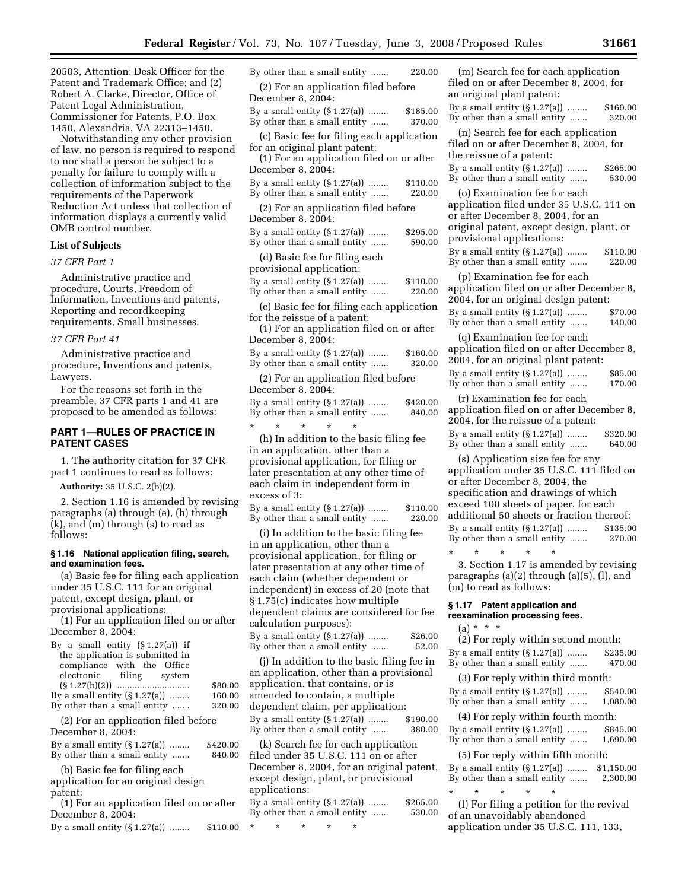20503, Attention: Desk Officer for the Patent and Trademark Office; and (2) Robert A. Clarke, Director, Office of Patent Legal Administration, Commissioner for Patents, P.O. Box 1450, Alexandria, VA 22313–1450.

Notwithstanding any other provision of law, no person is required to respond to nor shall a person be subject to a penalty for failure to comply with a collection of information subject to the requirements of the Paperwork Reduction Act unless that collection of information displays a currently valid OMB control number.

**List of Subjects**

*37 CFR Part 1*

Administrative practice and procedure, Courts, Freedom of Information, Inventions and patents, Reporting and recordkeeping requirements, Small businesses.

*37 CFR Part 41*

Administrative practice and procedure, Inventions and patents, Lawyers.

For the reasons set forth in the preamble, 37 CFR parts 1 and 41 are proposed to be amended as follows:

## PART 1—RULES OF PRACTICE IN PATENT CASES

1. The authority citation for 37 CFR part 1 continues to read as follows:

**Authority:** 35 U.S.C. 2(b)(2).

2. Section 1.16 is amended by revising paragraphs (a) through (e), (h) through (k), and (m) through (s) to read as follows:

### § 1.16 National application filing, search, and examination fees.

(a) Basic fee for filing each application under 35 U.S.C. 111 for an original patent, except design, plant, or provisional applications:

(1) For an application filed on or after December 8, 2004:

| | |
|---|---|
| By a small entity (§ 1.27(a)) if the application is submitted in compliance with the Office electronic filing system (§ 1.27(b)(2)) | $80.00 |
| By a small entity (§ 1.27(a)) | 160.00 |
| By other than a small entity | 320.00 |

(2) For an application filed before December 8, 2004:

| | |
|---|---|
| By a small entity (§ 1.27(a)) | $420.00 |
| By other than a small entity | 840.00 |

(b) Basic fee for filing each application for an original design patent:

(1) For an application filed on or after December 8, 2004:

| | |
|---|---|
| By a small entity (§ 1.27(a)) | $110.00 |
| By other than a small entity | 220.00 |

(2) For an application filed before December 8, 2004:

| | |
|---|---|
| By a small entity (§ 1.27(a)) | $185.00 |
| By other than a small entity | 370.00 |

(c) Basic fee for filing each application for an original plant patent:

(1) For an application filed on or after December 8, 2004:

| | |
|---|---|
| By a small entity (§ 1.27(a)) | $110.00 |
| By other than a small entity | 220.00 |

(2) For an application filed before December 8, 2004:

| | |
|---|---|
| By a small entity (§ 1.27(a)) | $295.00 |
| By other than a small entity | 590.00 |

(d) Basic fee for filing each provisional application:

| | |
|---|---|
| By a small entity (§ 1.27(a)) | $110.00 |
| By other than a small entity | 220.00 |

(e) Basic fee for filing each application for the reissue of a patent:

(1) For an application filed on or after December 8, 2004:

| | |
|---|---|
| By a small entity (§ 1.27(a)) | $160.00 |
| By other than a small entity | 320.00 |

(2) For an application filed before December 8, 2004:

| | |
|---|---|
| By a small entity (§ 1.27(a)) | $420.00 |
| By other than a small entity | 840.00 |

\* \* \* \* \*

(h) In addition to the basic filing fee in an application, other than a provisional application, for filing or later presentation at any other time of each claim in independent form in excess of 3:

| | |
|---|---|
| By a small entity (§ 1.27(a)) | $110.00 |
| By other than a small entity | 220.00 |

(i) In addition to the basic filing fee in an application, other than a provisional application, for filing or later presentation at any other time of each claim (whether dependent or independent) in excess of 20 (note that § 1.75(c) indicates how multiple dependent claims are considered for fee calculation purposes):

| | |
|---|---|
| By a small entity (§ 1.27(a)) | $26.00 |
| By other than a small entity | 52.00 |

(j) In addition to the basic filing fee in an application, other than a provisional application, that contains, or is amended to contain, a multiple dependent claim, per application:

| | |
|---|---|
| By a small entity (§ 1.27(a)) | $190.00 |
| By other than a small entity | 380.00 |

(k) Search fee for each application filed under 35 U.S.C. 111 on or after December 8, 2004, for an original patent, except design, plant, or provisional applications:

| | |
|---|---|
| By a small entity (§ 1.27(a)) | $265.00 |
| By other than a small entity | 530.00 |

\* \* \* \* \*

(m) Search fee for each application filed on or after December 8, 2004, for an original plant patent:

| | |
|---|---|
| By a small entity (§ 1.27(a)) | $160.00 |
| By other than a small entity | 320.00 |

(n) Search fee for each application filed on or after December 8, 2004, for the reissue of a patent:

| | |
|---|---|
| By a small entity (§ 1.27(a)) | $265.00 |
| By other than a small entity | 530.00 |

(o) Examination fee for each application filed under 35 U.S.C. 111 on or after December 8, 2004, for an original patent, except design, plant, or provisional applications:

| | |
|---|---|
| By a small entity (§ 1.27(a)) | $110.00 |
| By other than a small entity | 220.00 |

(p) Examination fee for each application filed on or after December 8, 2004, for an original design patent:

| | |
|---|---|
| By a small entity (§ 1.27(a)) | $70.00 |
| By other than a small entity | 140.00 |

(q) Examination fee for each application filed on or after December 8, 2004, for an original plant patent:

| | |
|---|---|
| By a small entity (§ 1.27(a)) | $85.00 |
| By other than a small entity | 170.00 |

(r) Examination fee for each application filed on or after December 8, 2004, for the reissue of a patent:

| | |
|---|---|
| By a small entity (§ 1.27(a)) | $320.00 |
| By other than a small entity | 640.00 |

(s) Application size fee for any application under 35 U.S.C. 111 filed on or after December 8, 2004, the specification and drawings of which exceed 100 sheets of paper, for each additional 50 sheets or fraction thereof:

| | |
|---|---|
| By a small entity (§ 1.27(a)) | $135.00 |
| By other than a small entity | 270.00 |

\* \* \* \* \*

3. Section 1.17 is amended by revising paragraphs (a)(2) through (a)(5), (l), and (m) to read as follows:

### § 1.17 Patent application and reexamination processing fees.

(a) \* \* \*

(2) For reply within second month:

| | |
|---|---|
| By a small entity (§ 1.27(a)) | $235.00 |
| By other than a small entity | 470.00 |

(3) For reply within third month:

| | |
|---|---|
| By a small entity (§ 1.27(a)) | $540.00 |
| By other than a small entity | 1,080.00 |

(4) For reply within fourth month:

| | |
|---|---|
| By a small entity (§ 1.27(a)) | $845.00 |
| By other than a small entity | 1,690.00 |

(5) For reply within fifth month:

| | |
|---|---|
| By a small entity (§ 1.27(a)) | $1,150.00 |
| By other than a small entity | 2,300.00 |

\* \* \* \* \*

(l) For filing a petition for the revival of an unavoidably abandoned application under 35 U.S.C. 111, 133,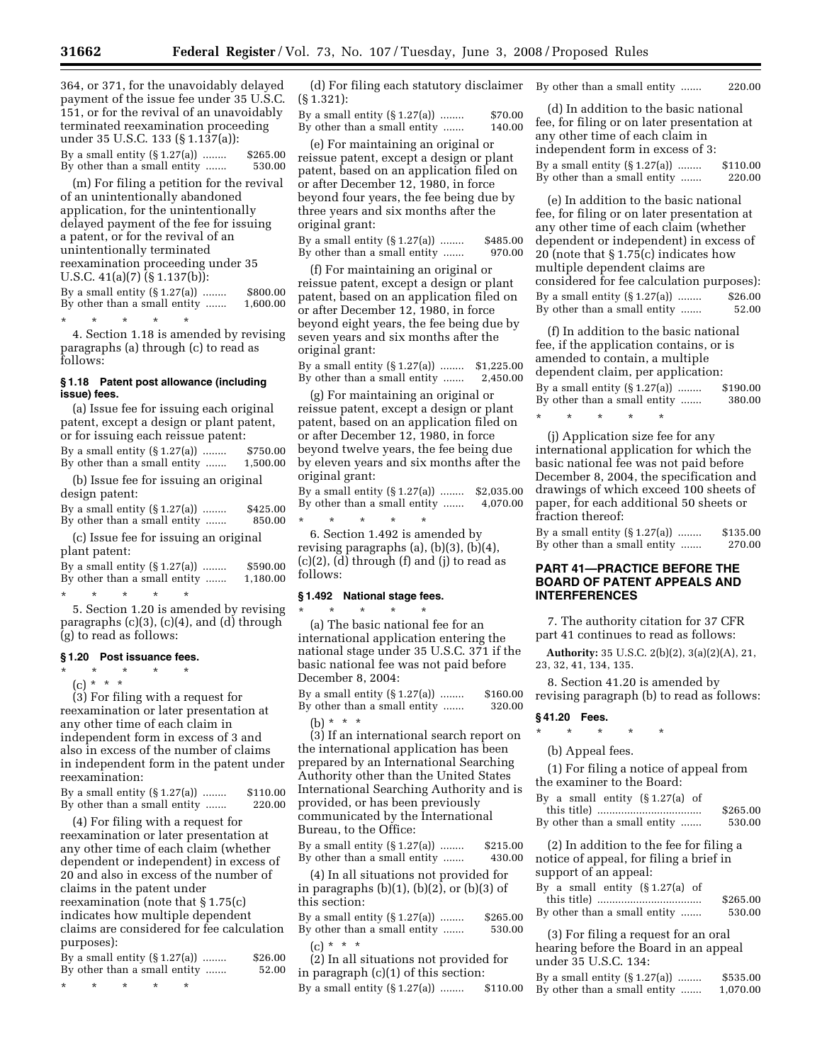364, or 371, for the unavoidably delayed payment of the issue fee under 35 U.S.C. 151, or for the revival of an unavoidably terminated reexamination proceeding under 35 U.S.C. 133 (§ 1.137(a)):

| | |
|---|---|
| By a small entity (§ 1.27(a)) ........ | $265.00 |
| By other than a small entity ....... | 530.00 |

(m) For filing a petition for the revival of an unintentionally abandoned application, for the unintentionally delayed payment of the fee for issuing a patent, or for the revival of an unintentionally terminated reexamination proceeding under 35 U.S.C. 41(a)(7) (§ 1.137(b)):

| | |
|---|---|
| By a small entity (§ 1.27(a)) ........ | $800.00 |
| By other than a small entity ....... | 1,600.00 |

\* \* \* \* \*

4. Section 1.18 is amended by revising paragraphs (a) through (c) to read as follows:

### § 1.18 Patent post allowance (including issue) fees.

(a) Issue fee for issuing each original patent, except a design or plant patent, or for issuing each reissue patent:

| | |
|---|---|
| By a small entity (§ 1.27(a)) ........ | $750.00 |
| By other than a small entity ....... | 1,500.00 |

(b) Issue fee for issuing an original design patent:

| | |
|---|---|
| By a small entity (§ 1.27(a)) ........ | $425.00 |
| By other than a small entity ....... | 850.00 |

(c) Issue fee for issuing an original plant patent:

| | |
|---|---|
| By a small entity (§ 1.27(a)) ........ | $590.00 |
| By other than a small entity ....... | 1,180.00 |

\* \* \* \* \*

5. Section 1.20 is amended by revising paragraphs (c)(3), (c)(4), and (d) through (g) to read as follows:

### § 1.20 Post issuance fees.

\* \* \* \* \*

(c) \* \* \*

(3) For filing with a request for reexamination or later presentation at any other time of each claim in independent form in excess of 3 and also in excess of the number of claims in independent form in the patent under reexamination:

| | |
|---|---|
| By a small entity (§ 1.27(a)) ........ | $110.00 |
| By other than a small entity ....... | 220.00 |

(4) For filing with a request for reexamination or later presentation at any other time of each claim (whether dependent or independent) in excess of 20 and also in excess of the number of claims in the patent under reexamination (note that § 1.75(c) indicates how multiple dependent claims are considered for fee calculation purposes):

| | |
|---|---|
| By a small entity (§ 1.27(a)) ........ | $26.00 |
| By other than a small entity ....... | 52.00 |

\* \* \* \* \*

(d) For filing each statutory disclaimer (§ 1.321):

| | |
|---|---|
| By a small entity (§ 1.27(a)) ........ | $70.00 |
| By other than a small entity ....... | 140.00 |

(e) For maintaining an original or reissue patent, except a design or plant patent, based on an application filed on or after December 12, 1980, in force beyond four years, the fee being due by three years and six months after the original grant:

| | |
|---|---|
| By a small entity (§ 1.27(a)) ........ | $485.00 |
| By other than a small entity ....... | 970.00 |

(f) For maintaining an original or reissue patent, except a design or plant patent, based on an application filed on or after December 12, 1980, in force beyond eight years, the fee being due by seven years and six months after the original grant:

| | |
|---|---|
| By a small entity (§ 1.27(a)) ........ | $1,225.00 |
| By other than a small entity ....... | 2,450.00 |

(g) For maintaining an original or reissue patent, except a design or plant patent, based on an application filed on or after December 12, 1980, in force beyond twelve years, the fee being due by eleven years and six months after the original grant:

| | |
|---|---|
| By a small entity (§ 1.27(a)) ........ | $2,035.00 |
| By other than a small entity ....... | 4,070.00 |

\* \* \* \* \*

6. Section 1.492 is amended by revising paragraphs (a), (b)(3), (b)(4), (c)(2), (d) through (f) and (j) to read as follows:

### § 1.492 National stage fees.

\* \* \* \* \*

(a) The basic national fee for an international application entering the national stage under 35 U.S.C. 371 if the basic national fee was not paid before December 8, 2004:

| | |
|---|---|
| By a small entity (§ 1.27(a)) ........ | $160.00 |
| By other than a small entity ....... | 320.00 |

(b) \* \* \*

(3) If an international search report on the international application has been prepared by an International Searching Authority other than the United States International Searching Authority and is provided, or has been previously communicated by the International Bureau, to the Office:

| | |
|---|---|
| By a small entity (§ 1.27(a)) ........ | $215.00 |
| By other than a small entity ....... | 430.00 |

(4) In all situations not provided for in paragraphs (b)(1), (b)(2), or (b)(3) of this section:

| | |
|---|---|
| By a small entity (§ 1.27(a)) ........ | $265.00 |
| By other than a small entity ....... | 530.00 |

(c) \* \* \*

(2) In all situations not provided for in paragraph (c)(1) of this section:

| | |
|---|---|
| By a small entity (§ 1.27(a)) ........ | $110.00 |
| By other than a small entity ....... | 220.00 |

(d) In addition to the basic national fee, for filing or on later presentation at any other time of each claim in independent form in excess of 3:

| | |
|---|---|
| By a small entity (§ 1.27(a)) ........ | $110.00 |
| By other than a small entity ....... | 220.00 |

(e) In addition to the basic national fee, for filing or on later presentation at any other time of each claim (whether dependent or independent) in excess of 20 (note that § 1.75(c) indicates how multiple dependent claims are considered for fee calculation purposes):

| | |
|---|---|
| By a small entity (§ 1.27(a)) ........ | $26.00 |
| By other than a small entity ....... | 52.00 |

(f) In addition to the basic national fee, if the application contains, or is amended to contain, a multiple dependent claim, per application:

| | |
|---|---|
| By a small entity (§ 1.27(a)) ........ | $190.00 |
| By other than a small entity ....... | 380.00 |

\* \* \* \* \*

(j) Application size fee for any international application for which the basic national fee was not paid before December 8, 2004, the specification and drawings of which exceed 100 sheets of paper, for each additional 50 sheets or fraction thereof:

| | |
|---|---|
| By a small entity (§ 1.27(a)) ........ | $135.00 |
| By other than a small entity ....... | 270.00 |

## PART 41—PRACTICE BEFORE THE BOARD OF PATENT APPEALS AND INTERFERENCES

7. The authority citation for 37 CFR part 41 continues to read as follows:

**Authority:** 35 U.S.C. 2(b)(2), 3(a)(2)(A), 21, 23, 32, 41, 134, 135.

8. Section 41.20 is amended by revising paragraph (b) to read as follows:

### § 41.20 Fees.

\* \* \* \* \*

(b) Appeal fees.

(1) For filing a notice of appeal from the examiner to the Board:

| | |
|---|---|
| By a small entity (§ 1.27(a) of this title) .................................. | $265.00 |
| By other than a small entity ....... | 530.00 |

(2) In addition to the fee for filing a notice of appeal, for filing a brief in support of an appeal:

| | |
|---|---|
| By a small entity (§ 1.27(a) of this title) .................................. | $265.00 |
| By other than a small entity ....... | 530.00 |

(3) For filing a request for an oral hearing before the Board in an appeal under 35 U.S.C. 134:

| | |
|---|---|
| By a small entity (§ 1.27(a)) ........ | $535.00 |
| By other than a small entity ....... | 1,070.00 |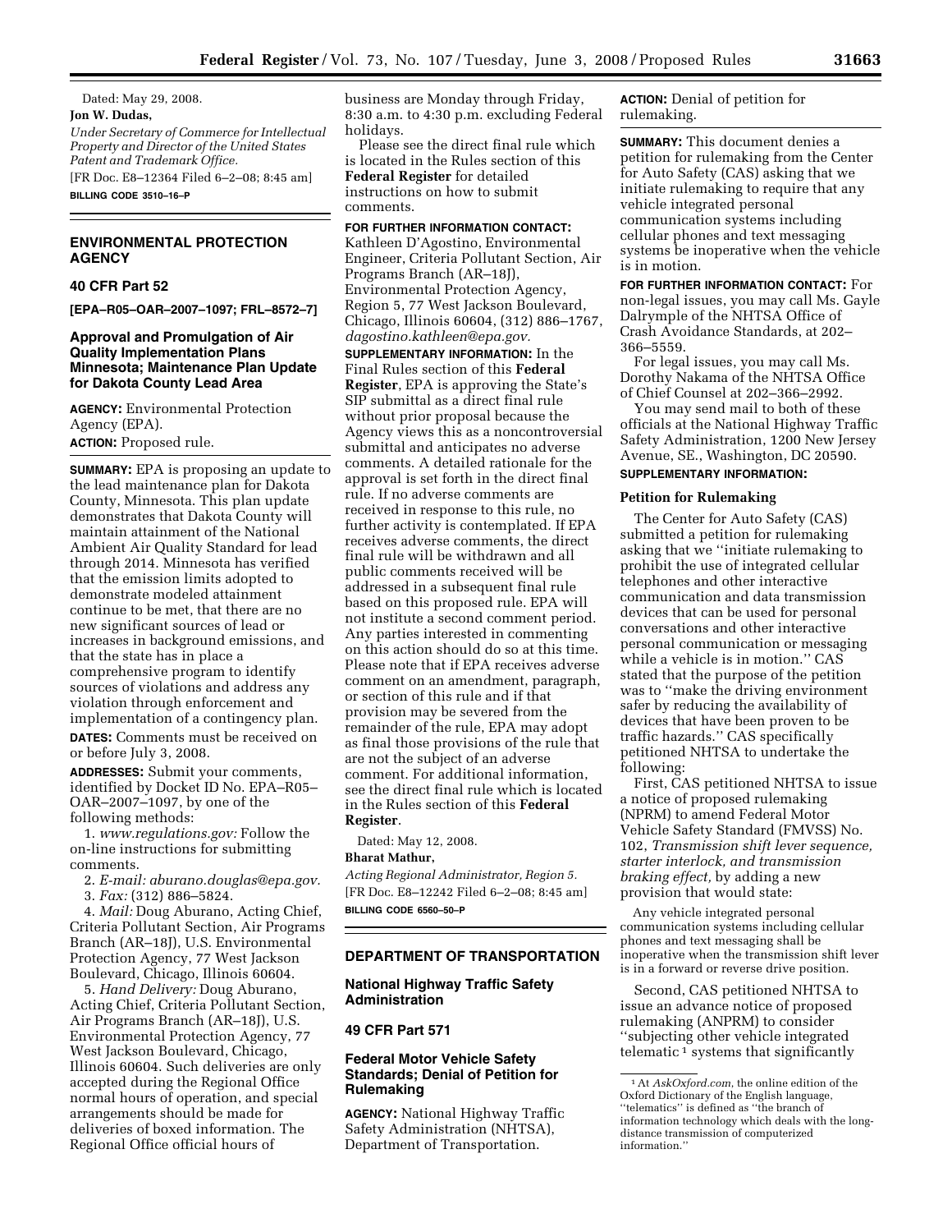Dated: May 29, 2008.

**Jon W. Dudas,**

*Under Secretary of Commerce for Intellectual Property and Director of the United States Patent and Trademark Office.*

[FR Doc. E8–12364 Filed 6–2–08; 8:45 am]

**BILLING CODE 3510–16–P**

## ENVIRONMENTAL PROTECTION AGENCY

### 40 CFR Part 52

**[EPA–R05–OAR–2007–1097; FRL–8572–7]**

### Approval and Promulgation of Air Quality Implementation Plans Minnesota; Maintenance Plan Update for Dakota County Lead Area

**AGENCY:** Environmental Protection Agency (EPA).

**ACTION:** Proposed rule.

**SUMMARY:** EPA is proposing an update to the lead maintenance plan for Dakota County, Minnesota. This plan update demonstrates that Dakota County will maintain attainment of the National Ambient Air Quality Standard for lead through 2014. Minnesota has verified that the emission limits adopted to demonstrate modeled attainment continue to be met, that there are no new significant sources of lead or increases in background emissions, and that the state has in place a comprehensive program to identify sources of violations and address any violation through enforcement and implementation of a contingency plan.

**DATES:** Comments must be received on or before July 3, 2008.

**ADDRESSES:** Submit your comments, identified by Docket ID No. EPA–R05–OAR–2007–1097, by one of the following methods:

1. *www.regulations.gov:* Follow the on-line instructions for submitting comments.
2. *E-mail: aburano.douglas@epa.gov.*
3. *Fax:* (312) 886–5824.
4. *Mail:* Doug Aburano, Acting Chief, Criteria Pollutant Section, Air Programs Branch (AR–18J), U.S. Environmental Protection Agency, 77 West Jackson Boulevard, Chicago, Illinois 60604.
5. *Hand Delivery:* Doug Aburano, Acting Chief, Criteria Pollutant Section, Air Programs Branch (AR–18J), U.S. Environmental Protection Agency, 77 West Jackson Boulevard, Chicago, Illinois 60604. Such deliveries are only accepted during the Regional Office normal hours of operation, and special arrangements should be made for deliveries of boxed information. The Regional Office official hours of business are Monday through Friday, 8:30 a.m. to 4:30 p.m. excluding Federal holidays.

Please see the direct final rule which is located in the Rules section of this **Federal Register** for detailed instructions on how to submit comments.

**FOR FURTHER INFORMATION CONTACT:** Kathleen D'Agostino, Environmental Engineer, Criteria Pollutant Section, Air Programs Branch (AR–18J), Environmental Protection Agency, Region 5, 77 West Jackson Boulevard, Chicago, Illinois 60604, (312) 886–1767, *dagostino.kathleen@epa.gov.*

**SUPPLEMENTARY INFORMATION:** In the Final Rules section of this **Federal Register**, EPA is approving the State's SIP submittal as a direct final rule without prior proposal because the Agency views this as a noncontroversial submittal and anticipates no adverse comments. A detailed rationale for the approval is set forth in the direct final rule. If no adverse comments are received in response to this rule, no further activity is contemplated. If EPA receives adverse comments, the direct final rule will be withdrawn and all public comments received will be addressed in a subsequent final rule based on this proposed rule. EPA will not institute a second comment period. Any parties interested in commenting on this action should do so at this time. Please note that if EPA receives adverse comment on an amendment, paragraph, or section of this rule and if that provision may be severed from the remainder of the rule, EPA may adopt as final those provisions of the rule that are not the subject of an adverse comment. For additional information, see the direct final rule which is located in the Rules section of this **Federal Register**.

Dated: May 12, 2008.

**Bharat Mathur,**

*Acting Regional Administrator, Region 5.*

[FR Doc. E8–12242 Filed 6–2–08; 8:45 am]

**BILLING CODE 6560–50–P**

## DEPARTMENT OF TRANSPORTATION

### National Highway Traffic Safety Administration

### 49 CFR Part 571

### Federal Motor Vehicle Safety Standards; Denial of Petition for Rulemaking

**AGENCY:** National Highway Traffic Safety Administration (NHTSA), Department of Transportation.

**ACTION:** Denial of petition for rulemaking.

**SUMMARY:** This document denies a petition for rulemaking from the Center for Auto Safety (CAS) asking that we initiate rulemaking to require that any vehicle integrated personal communication systems including cellular phones and text messaging systems be inoperative when the vehicle is in motion.

**FOR FURTHER INFORMATION CONTACT:** For non-legal issues, you may call Ms. Gayle Dalrymple of the NHTSA Office of Crash Avoidance Standards, at 202–366–5559.

For legal issues, you may call Ms. Dorothy Nakama of the NHTSA Office of Chief Counsel at 202–366–2992.

You may send mail to both of these officials at the National Highway Traffic Safety Administration, 1200 New Jersey Avenue, SE., Washington, DC 20590.

**SUPPLEMENTARY INFORMATION:**

#### Petition for Rulemaking

The Center for Auto Safety (CAS) submitted a petition for rulemaking asking that we ''initiate rulemaking to prohibit the use of integrated cellular telephones and other interactive communication and data transmission devices that can be used for personal conversations and other interactive personal communication or messaging while a vehicle is in motion.'' CAS stated that the purpose of the petition was to ''make the driving environment safer by reducing the availability of devices that have been proven to be traffic hazards.'' CAS specifically petitioned NHTSA to undertake the following:

First, CAS petitioned NHTSA to issue a notice of proposed rulemaking (NPRM) to amend Federal Motor Vehicle Safety Standard (FMVSS) No. 102, *Transmission shift lever sequence, starter interlock, and transmission braking effect,* by adding a new provision that would state:

> Any vehicle integrated personal communication systems including cellular phones and text messaging shall be inoperative when the transmission shift lever is in a forward or reverse drive position.

Second, CAS petitioned NHTSA to issue an advance notice of proposed rulemaking (ANPRM) to consider ''subjecting other vehicle integrated telematic [1] systems that significantly

[1] At *AskOxford.com*, the online edition of the Oxford Dictionary of the English language, ''telematics'' is defined as ''the branch of information technology which deals with the long-distance transmission of computerized information.''